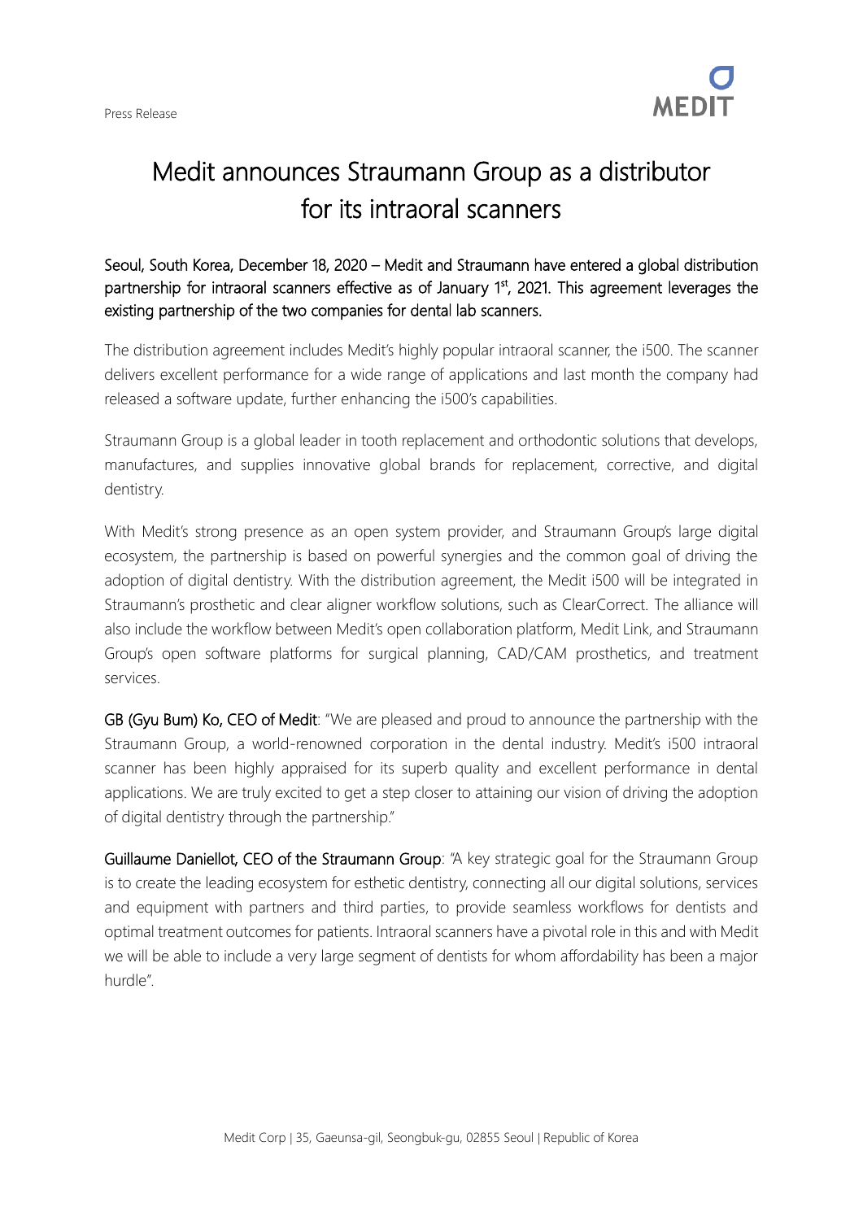Press Release

# Medit announces Straumann Group as a distributor for its intraoral scanners

**Seoul, South Korea, December 18, 2020 – Medit and Straumann have entered a global distribution partnership for intraoral scanners effective as of January 1st, 2021. This agreement leverages the existing partnership of the two companies for dental lab scanners.**

The distribution agreement includes Medit's highly popular intraoral scanner, the i500. The scanner delivers excellent performance for a wide range of applications and last month the company had released a software update, further enhancing the i500's capabilities.

Straumann Group is a global leader in tooth replacement and orthodontic solutions that develops, manufactures, and supplies innovative global brands for replacement, corrective, and digital dentistry.

With Medit's strong presence as an open system provider, and Straumann Group's large digital ecosystem, the partnership is based on powerful synergies and the common goal of driving the adoption of digital dentistry. With the distribution agreement, the Medit i500 will be integrated in Straumann's prosthetic and clear aligner workflow solutions, such as ClearCorrect. The alliance will also include the workflow between Medit's open collaboration platform, Medit Link, and Straumann Group's open software platforms for surgical planning, CAD/CAM prosthetics, and treatment services.

**GB (Gyu Bum) Ko, CEO of Medit**: "We are pleased and proud to announce the partnership with the Straumann Group, a world-renowned corporation in the dental industry. Medit's i500 intraoral scanner has been highly appraised for its superb quality and excellent performance in dental applications. We are truly excited to get a step closer to attaining our vision of driving the adoption of digital dentistry through the partnership."

**Guillaume Daniellot, CEO of the Straumann Group**: "A key strategic goal for the Straumann Group is to create the leading ecosystem for esthetic dentistry, connecting all our digital solutions, services and equipment with partners and third parties, to provide seamless workflows for dentists and optimal treatment outcomes for patients. Intraoral scanners have a pivotal role in this and with Medit we will be able to include a very large segment of dentists for whom affordability has been a major hurdle".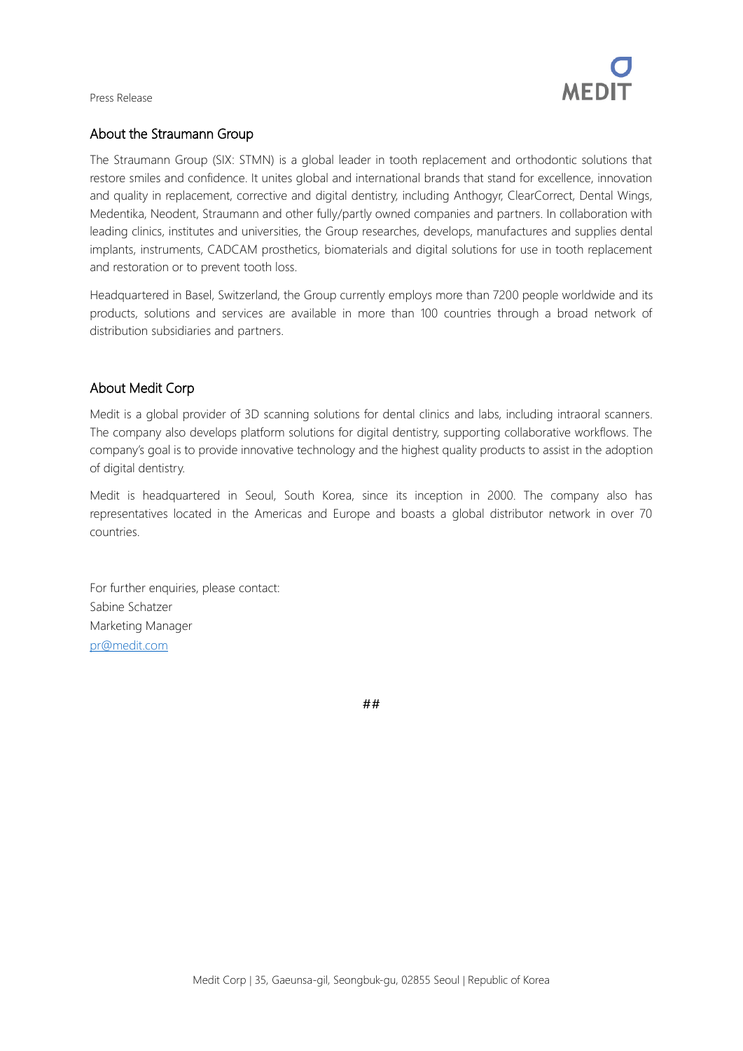## About the Straumann Group

The Straumann Group (SIX: STMN) is a global leader in tooth replacement and orthodontic solutions that restore smiles and confidence. It unites global and international brands that stand for excellence, innovation and quality in replacement, corrective and digital dentistry, including Anthogyr, ClearCorrect, Dental Wings, Medentika, Neodent, Straumann and other fully/partly owned companies and partners. In collaboration with leading clinics, institutes and universities, the Group researches, develops, manufactures and supplies dental implants, instruments, CADCAM prosthetics, biomaterials and digital solutions for use in tooth replacement and restoration or to prevent tooth loss.

Headquartered in Basel, Switzerland, the Group currently employs more than 7200 people worldwide and its products, solutions and services are available in more than 100 countries through a broad network of distribution subsidiaries and partners.

## About Medit Corp

Medit is a global provider of 3D scanning solutions for dental clinics and labs, including intraoral scanners. The company also develops platform solutions for digital dentistry, supporting collaborative workflows. The company's goal is to provide innovative technology and the highest quality products to assist in the adoption of digital dentistry.

Medit is headquartered in Seoul, South Korea, since its inception in 2000. The company also has representatives located in the Americas and Europe and boasts a global distributor network in over 70 countries.

For further enquiries, please contact:
Sabine Schatzer
Marketing Manager
pr@medit.com

##